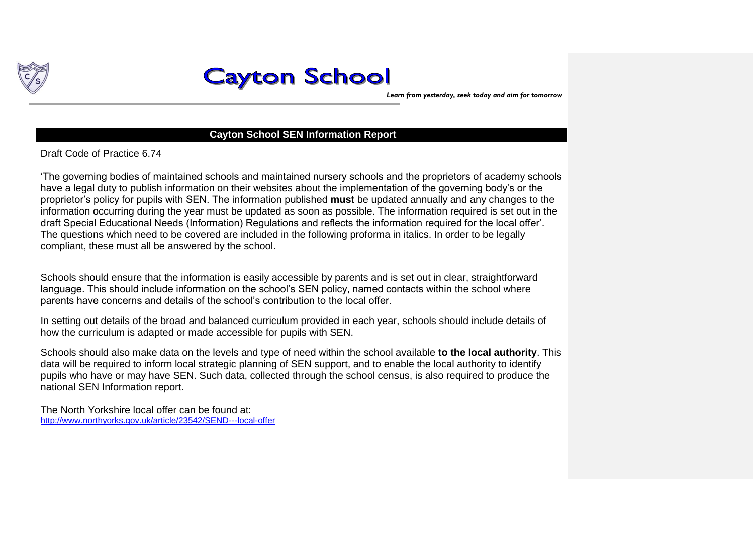# Cayton School

*Learn from yesterday, seek today and aim for tomorrow*

## Cayton School SEN Information Report

Draft Code of Practice 6.74

'The governing bodies of maintained schools and maintained nursery schools and the proprietors of academy schools have a legal duty to publish information on their websites about the implementation of the governing body's or the proprietor's policy for pupils with SEN. The information published **must** be updated annually and any changes to the information occurring during the year must be updated as soon as possible. The information required is set out in the draft Special Educational Needs (Information) Regulations and reflects the information required for the local offer'. The questions which need to be covered are included in the following proforma in italics. In order to be legally compliant, these must all be answered by the school.

Schools should ensure that the information is easily accessible by parents and is set out in clear, straightforward language. This should include information on the school's SEN policy, named contacts within the school where parents have concerns and details of the school's contribution to the local offer.

In setting out details of the broad and balanced curriculum provided in each year, schools should include details of how the curriculum is adapted or made accessible for pupils with SEN.

Schools should also make data on the levels and type of need within the school available **to the local authority**. This data will be required to inform local strategic planning of SEN support, and to enable the local authority to identify pupils who have or may have SEN. Such data, collected through the school census, is also required to produce the national SEN Information report.

The North Yorkshire local offer can be found at:
http://www.northyorks.gov.uk/article/23542/SEND---local-offer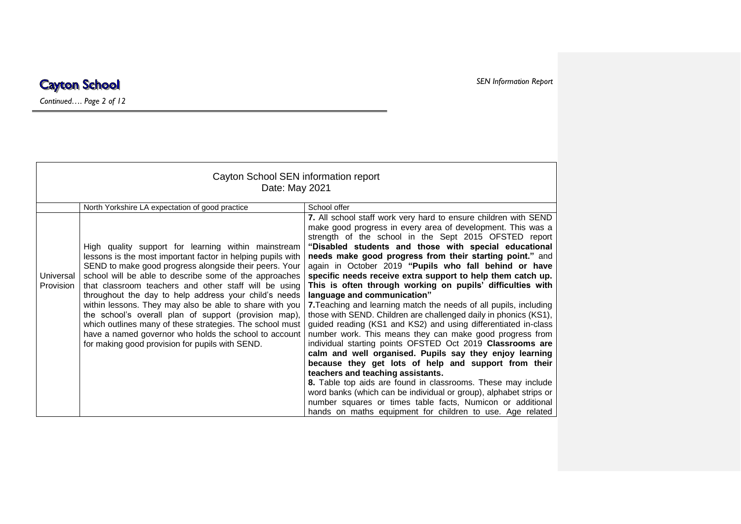| Cayton School SEN information report<br>Date: May 2021 | | |
|---|---|---|
| | North Yorkshire LA expectation of good practice | School offer |
| Universal Provision | High quality support for learning within mainstream lessons is the most important factor in helping pupils with SEND to make good progress alongside their peers. Your school will be able to describe some of the approaches that classroom teachers and other staff will be using throughout the day to help address your child's needs within lessons. They may also be able to share with you the school's overall plan of support (provision map), which outlines many of these strategies. The school must have a named governor who holds the school to account for making good provision for pupils with SEND. | **7.** All school staff work very hard to ensure children with SEND make good progress in every area of development. This was a strength of the school in the Sept 2015 OFSTED report **"Disabled students and those with special educational needs make good progress from their starting point."** and again in October 2019 **"Pupils who fall behind or have specific needs receive extra support to help them catch up. This is often through working on pupils' difficulties with language and communication"**<br>**7.** Teaching and learning match the needs of all pupils, including those with SEND. Children are challenged daily in phonics (KS1), guided reading (KS1 and KS2) and using differentiated in-class number work. This means they can make good progress from individual starting points OFSTED Oct 2019 **Classrooms are calm and well organised. Pupils say they enjoy learning because they get lots of help and support from their teachers and teaching assistants.**<br>**8.** Table top aids are found in classrooms. These may include word banks (which can be individual or group), alphabet strips or number squares or times table facts, Numicon or additional hands on maths equipment for children to use. Age related |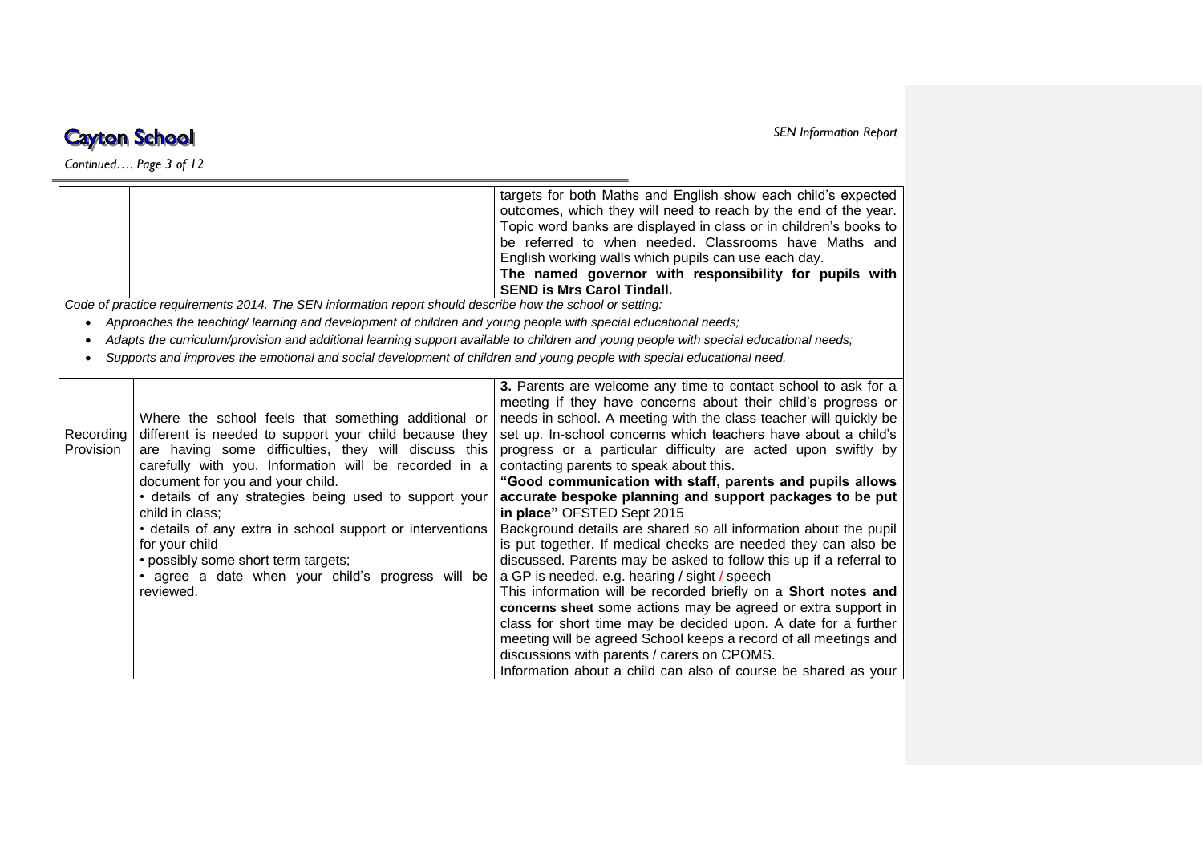| | | |
|---|---|---|
| | | targets for both Maths and English show each child's expected outcomes, which they will need to reach by the end of the year. Topic word banks are displayed in class or in children's books to be referred to when needed. Classrooms have Maths and English working walls which pupils can use each day. **The named governor with responsibility for pupils with SEND is Mrs Carol Tindall.** |

*Code of practice requirements 2014. The SEN information report should describe how the school or setting:*

- *Approaches the teaching/ learning and development of children and young people with special educational needs;*
- *Adapts the curriculum/provision and additional learning support available to children and young people with special educational needs;*
- *Supports and improves the emotional and social development of children and young people with special educational need.*

| | | |
|---|---|---|
| Recording Provision | Where the school feels that something additional or different is needed to support your child because they are having some difficulties, they will discuss this carefully with you. Information will be recorded in a document for you and your child.<br>• details of any strategies being used to support your child in class;<br>• details of any extra in school support or interventions for your child<br>• possibly some short term targets;<br>• agree a date when your child's progress will be reviewed. | **3.** Parents are welcome any time to contact school to ask for a meeting if they have concerns about their child's progress or needs in school. A meeting with the class teacher will quickly be set up. In-school concerns which teachers have about a child's progress or a particular difficulty are acted upon swiftly by contacting parents to speak about this.<br>**"Good communication with staff, parents and pupils allows accurate bespoke planning and support packages to be put in place"** OFSTED Sept 2015<br>Background details are shared so all information about the pupil is put together. If medical checks are needed they can also be discussed. Parents may be asked to follow this up if a referral to a GP is needed. e.g. hearing / sight / speech<br>This information will be recorded briefly on a **Short notes and concerns sheet** some actions may be agreed or extra support in class for short time may be decided upon. A date for a further meeting will be agreed School keeps a record of all meetings and discussions with parents / carers on CPOMS.<br>Information about a child can also of course be shared as your |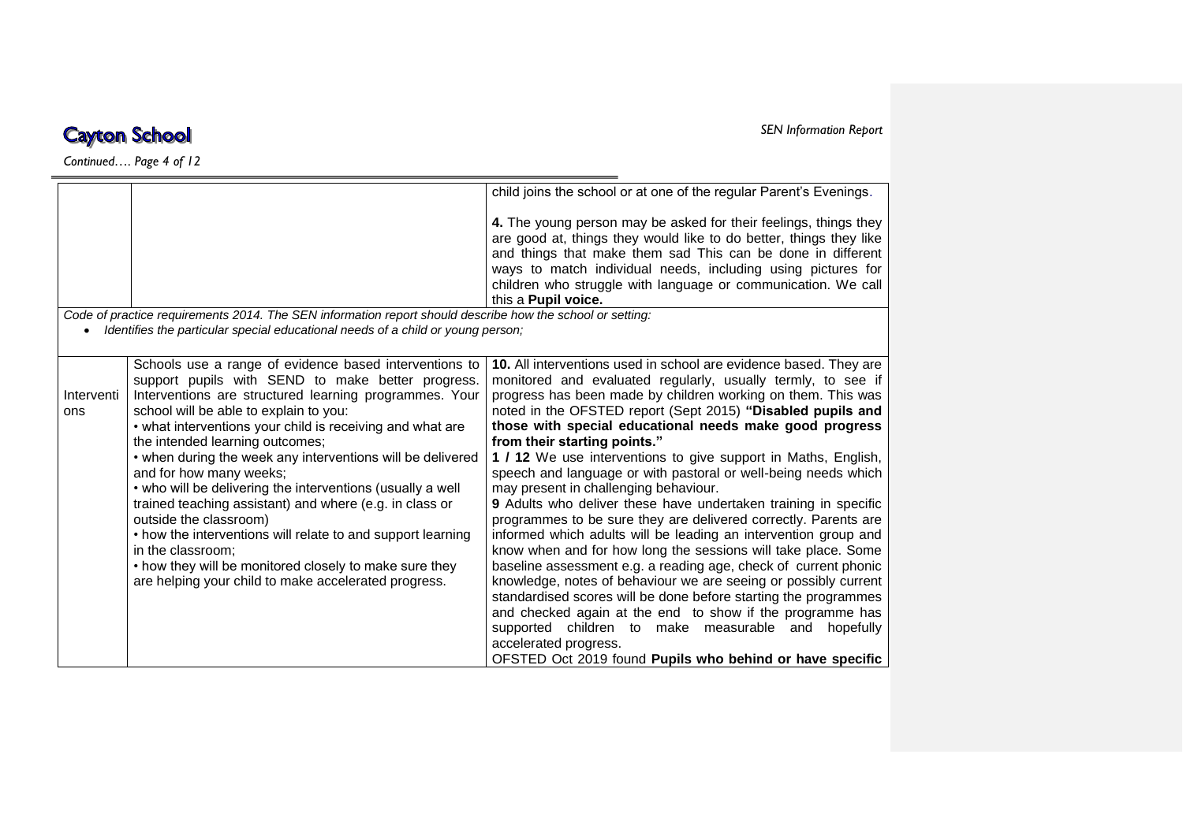| | | |
|---|---|---|
| | | child joins the school or at one of the regular Parent's Evenings.<br><br>**4.** The young person may be asked for their feelings, things they are good at, things they would like to do better, things they like and things that make them sad This can be done in different ways to match individual needs, including using pictures for children who struggle with language or communication. We call this a **Pupil voice.** |

*Code of practice requirements 2014. The SEN information report should describe how the school or setting:*

- *Identifies the particular special educational needs of a child or young person;*

| | | |
|---|---|---|
| Interventions | Schools use a range of evidence based interventions to support pupils with SEND to make better progress. Interventions are structured learning programmes. Your school will be able to explain to you:<br>• what interventions your child is receiving and what are the intended learning outcomes;<br>• when during the week any interventions will be delivered and for how many weeks;<br>• who will be delivering the interventions (usually a well trained teaching assistant) and where (e.g. in class or outside the classroom)<br>• how the interventions will relate to and support learning in the classroom;<br>• how they will be monitored closely to make sure they are helping your child to make accelerated progress. | **10.** All interventions used in school are evidence based. They are monitored and evaluated regularly, usually termly, to see if progress has been made by children working on them. This was noted in the OFSTED report (Sept 2015) **"Disabled pupils and those with special educational needs make good progress from their starting points."**<br>**1 / 12** We use interventions to give support in Maths, English, speech and language or with pastoral or well-being needs which may present in challenging behaviour.<br>**9** Adults who deliver these have undertaken training in specific programmes to be sure they are delivered correctly. Parents are informed which adults will be leading an intervention group and know when and for how long the sessions will take place. Some baseline assessment e.g. a reading age, check of current phonic knowledge, notes of behaviour we are seeing or possibly current standardised scores will be done before starting the programmes and checked again at the end to show if the programme has supported children to make measurable and hopefully accelerated progress.<br>OFSTED Oct 2019 found **Pupils who behind or have specific** |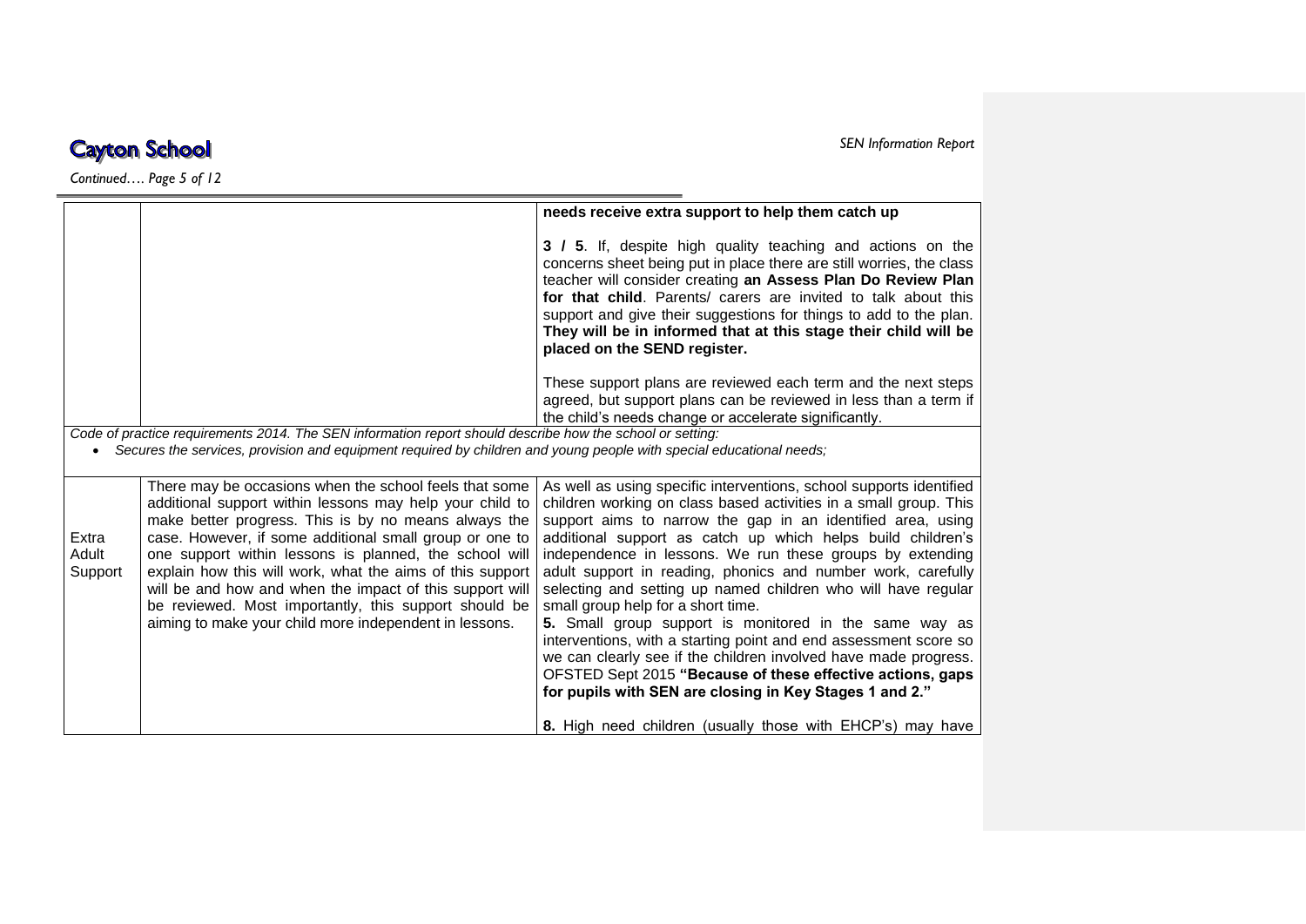| | | |
|---|---|---|
| | | **needs receive extra support to help them catch up**<br><br>**3 / 5**. If, despite high quality teaching and actions on the concerns sheet being put in place there are still worries, the class teacher will consider creating **an Assess Plan Do Review Plan for that child**. Parents/ carers are invited to talk about this support and give their suggestions for things to add to the plan. **They will be in informed that at this stage their child will be placed on the SEND register.**<br><br>These support plans are reviewed each term and the next steps agreed, but support plans can be reviewed in less than a term if the child's needs change or accelerate significantly. |

*Code of practice requirements 2014. The SEN information report should describe how the school or setting:*

- *Secures the services, provision and equipment required by children and young people with special educational needs;*

| | | |
|---|---|---|
| Extra Adult Support | There may be occasions when the school feels that some additional support within lessons may help your child to make better progress. This is by no means always the case. However, if some additional small group or one to one support within lessons is planned, the school will explain how this will work, what the aims of this support will be and how and when the impact of this support will be reviewed. Most importantly, this support should be aiming to make your child more independent in lessons. | As well as using specific interventions, school supports identified children working on class based activities in a small group. This support aims to narrow the gap in an identified area, using additional support as catch up which helps build children's independence in lessons. We run these groups by extending adult support in reading, phonics and number work, carefully selecting and setting up named children who will have regular small group help for a short time.<br>**5.** Small group support is monitored in the same way as interventions, with a starting point and end assessment score so we can clearly see if the children involved have made progress. OFSTED Sept 2015 **"Because of these effective actions, gaps for pupils with SEN are closing in Key Stages 1 and 2."**<br><br>**8.** High need children (usually those with EHCP's) may have |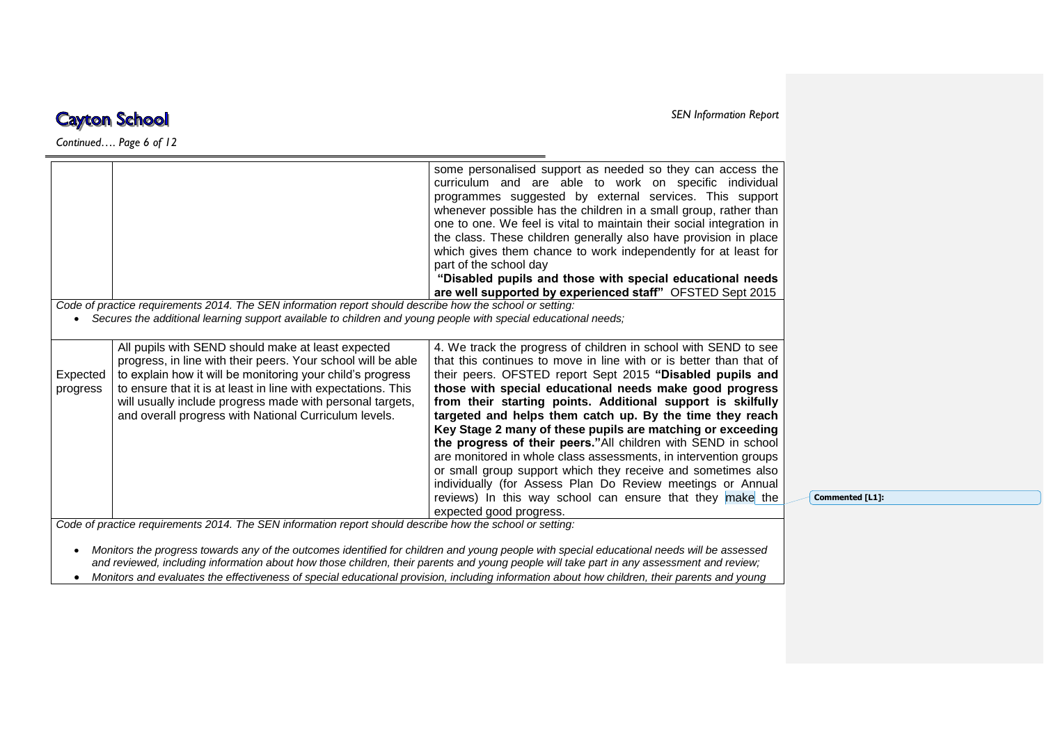| | | |
|---|---|---|
| | | some personalised support as needed so they can access the curriculum and are able to work on specific individual programmes suggested by external services. This support whenever possible has the children in a small group, rather than one to one. We feel is vital to maintain their social integration in the class. These children generally also have provision in place which gives them chance to work independently for at least for part of the school day **"Disabled pupils and those with special educational needs are well supported by experienced staff"** OFSTED Sept 2015 |

*Code of practice requirements 2014. The SEN information report should describe how the school or setting:*

- *Secures the additional learning support available to children and young people with special educational needs;*

| | | |
|---|---|---|
| Expected progress | All pupils with SEND should make at least expected progress, in line with their peers. Your school will be able to explain how it will be monitoring your child's progress to ensure that it is at least in line with expectations. This will usually include progress made with personal targets, and overall progress with National Curriculum levels. | 4. We track the progress of children in school with SEND to see that this continues to move in line with or is better than that of their peers. OFSTED report Sept 2015 **"Disabled pupils and those with special educational needs make good progress from their starting points. Additional support is skilfully targeted and helps them catch up. By the time they reach Key Stage 2 many of these pupils are matching or exceeding the progress of their peers."** All children with SEND in school are monitored in whole class assessments, in intervention groups or small group support which they receive and sometimes also individually (for Assess Plan Do Review meetings or Annual reviews) In this way school can ensure that they make the expected good progress. |

*Code of practice requirements 2014. The SEN information report should describe how the school or setting:*

- *Monitors the progress towards any of the outcomes identified for children and young people with special educational needs will be assessed and reviewed, including information about how those children, their parents and young people will take part in any assessment and review;*
- *Monitors and evaluates the effectiveness of special educational provision, including information about how children, their parents and young*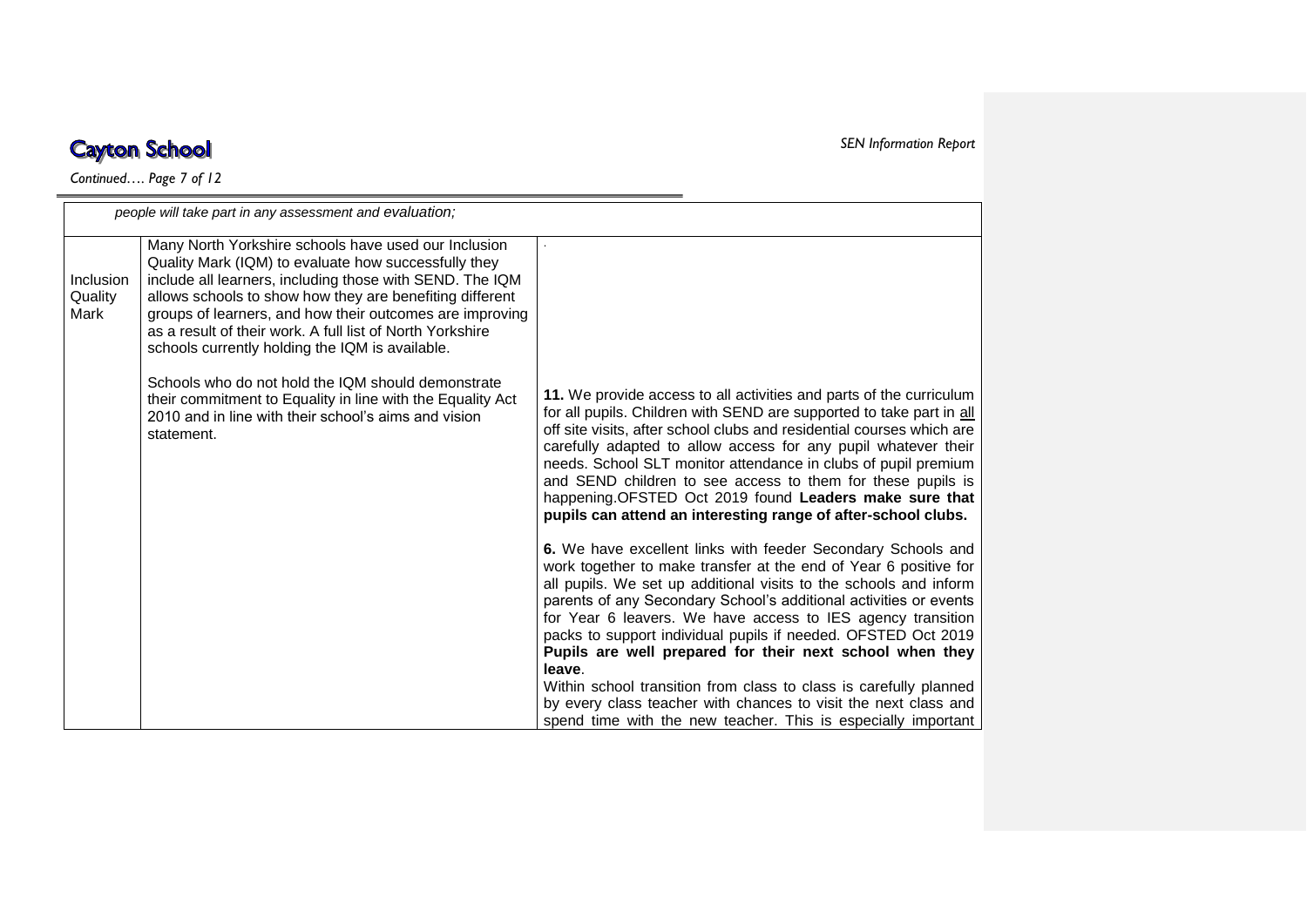| | | |
|---|---|---|
| *people will take part in any assessment and evaluation;* | | |
| Inclusion Quality Mark | Many North Yorkshire schools have used our Inclusion Quality Mark (IQM) to evaluate how successfully they include all learners, including those with SEND. The IQM allows schools to show how they are benefiting different groups of learners, and how their outcomes are improving as a result of their work. A full list of North Yorkshire schools currently holding the IQM is available.<br><br>Schools who do not hold the IQM should demonstrate their commitment to Equality in line with the Equality Act 2010 and in line with their school's aims and vision statement. | .<br><br>**11.** We provide access to all activities and parts of the curriculum for all pupils. Children with SEND are supported to take part in all off site visits, after school clubs and residential courses which are carefully adapted to allow access for any pupil whatever their needs. School SLT monitor attendance in clubs of pupil premium and SEND children to see access to them for these pupils is happening.OFSTED Oct 2019 found **Leaders make sure that pupils can attend an interesting range of after-school clubs.**<br><br>**6.** We have excellent links with feeder Secondary Schools and work together to make transfer at the end of Year 6 positive for all pupils. We set up additional visits to the schools and inform parents of any Secondary School's additional activities or events for Year 6 leavers. We have access to IES agency transition packs to support individual pupils if needed. OFSTED Oct 2019 **Pupils are well prepared for their next school when they leave**.<br>Within school transition from class to class is carefully planned by every class teacher with chances to visit the next class and spend time with the new teacher. This is especially important |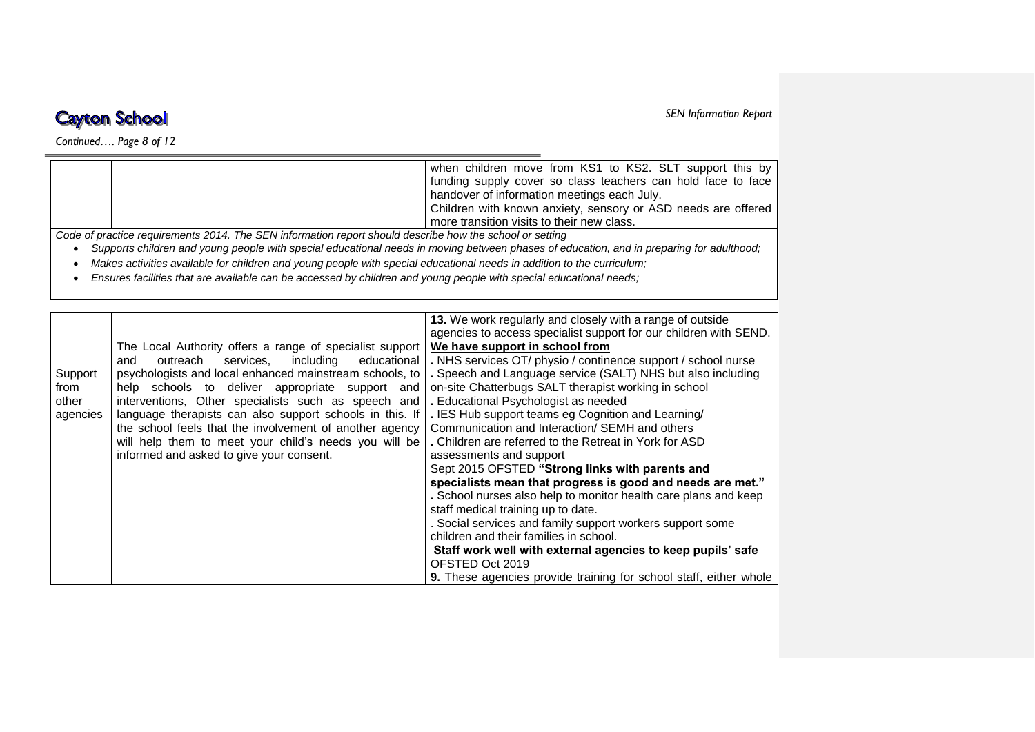| | | |
|---|---|---|
| | | when children move from KS1 to KS2. SLT support this by funding supply cover so class teachers can hold face to face handover of information meetings each July.<br>Children with known anxiety, sensory or ASD needs are offered more transition visits to their new class. |

*Code of practice requirements 2014. The SEN information report should describe how the school or setting*

- *Supports children and young people with special educational needs in moving between phases of education, and in preparing for adulthood;*
- *Makes activities available for children and young people with special educational needs in addition to the curriculum;*
- *Ensures facilities that are available can be accessed by children and young people with special educational needs;*

| | | |
|---|---|---|
| Support from other agencies | The Local Authority offers a range of specialist support and outreach services, including educational psychologists and local enhanced mainstream schools, to help schools to deliver appropriate support and interventions, Other specialists such as speech and language therapists can also support schools in this. If the school feels that the involvement of another agency will help them to meet your child's needs you will be informed and asked to give your consent. | **13.** We work regularly and closely with a range of outside agencies to access specialist support for our children with SEND.<br>**<u>We have support in school from</u>**<br>. NHS services OT/ physio / continence support / school nurse<br>. Speech and Language service (SALT) NHS but also including on-site Chatterbugs SALT therapist working in school<br>. Educational Psychologist as needed<br>. IES Hub support teams eg Cognition and Learning/ Communication and Interaction/ SEMH and others<br>. Children are referred to the Retreat in York for ASD assessments and support<br>Sept 2015 OFSTED **"Strong links with parents and specialists mean that progress is good and needs are met."**<br>. School nurses also help to monitor health care plans and keep staff medical training up to date.<br>. Social services and family support workers support some children and their families in school.<br>**Staff work well with external agencies to keep pupils' safe**<br>OFSTED Oct 2019<br>**9.** These agencies provide training for school staff, either whole |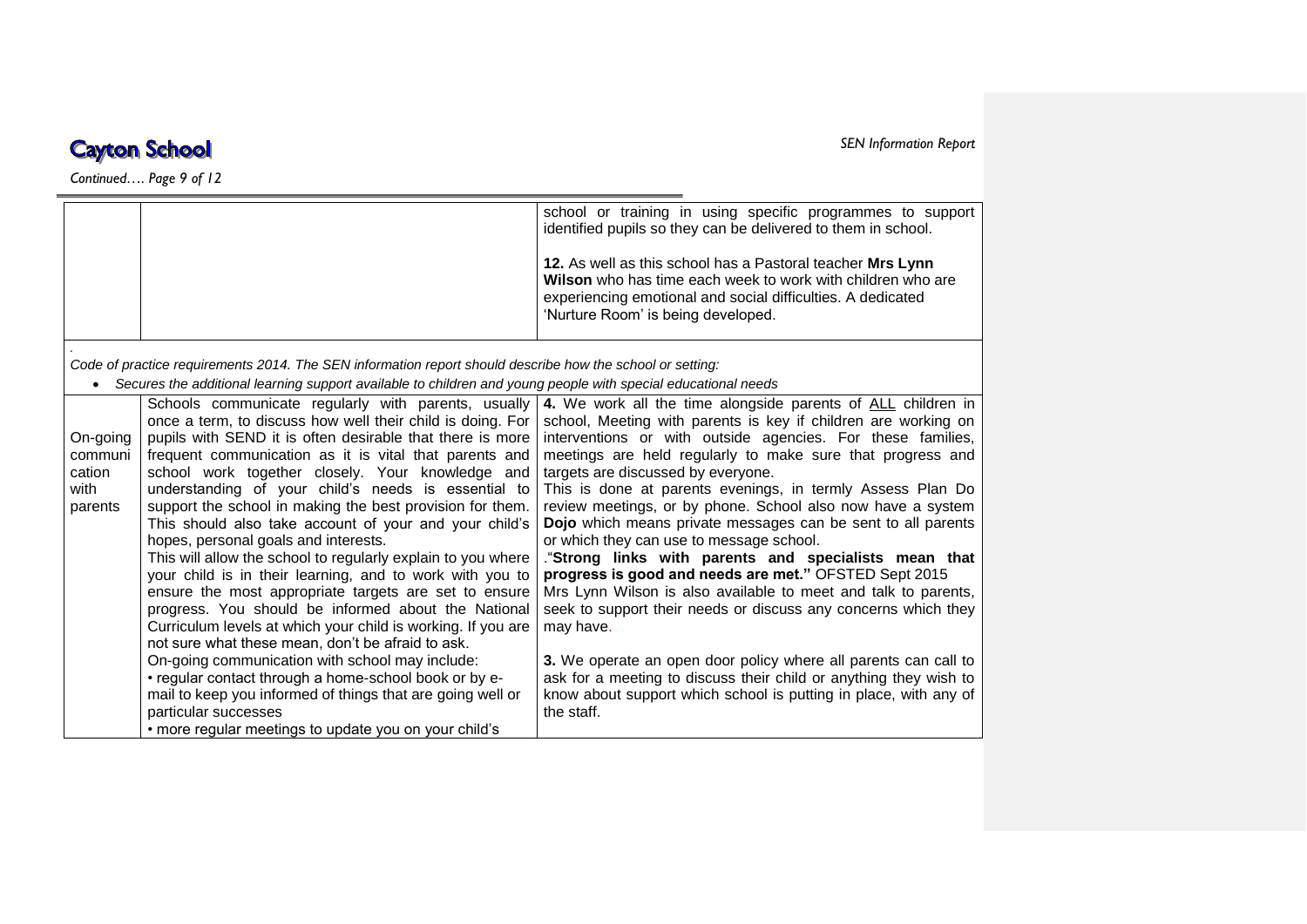| | | school or training in using specific programmes to support identified pupils so they can be delivered to them in school.<br><br>**12.** As well as this school has a Pastoral teacher **Mrs Lynn Wilson** who has time each week to work with children who are experiencing emotional and social difficulties. A dedicated 'Nurture Room' is being developed. |
|---|---|---|

.

*Code of practice requirements 2014. The SEN information report should describe how the school or setting:*

- *Secures the additional learning support available to children and young people with special educational needs*

| On-going communication with parents | Schools communicate regularly with parents, usually once a term, to discuss how well their child is doing. For pupils with SEND it is often desirable that there is more frequent communication as it is vital that parents and school work together closely. Your knowledge and understanding of your child's needs is essential to support the school in making the best provision for them. This should also take account of your and your child's hopes, personal goals and interests.<br>This will allow the school to regularly explain to you where your child is in their learning, and to work with you to ensure the most appropriate targets are set to ensure progress. You should be informed about the National Curriculum levels at which your child is working. If you are not sure what these mean, don't be afraid to ask.<br>On-going communication with school may include:<br>• regular contact through a home-school book or by e-mail to keep you informed of things that are going well or particular successes<br>• more regular meetings to update you on your child's | **4.** We work all the time alongside parents of ALL children in school, Meeting with parents is key if children are working on interventions or with outside agencies. For these families, meetings are held regularly to make sure that progress and targets are discussed by everyone.<br>This is done at parents evenings, in termly Assess Plan Do review meetings, or by phone. School also now have a system **Dojo** which means private messages can be sent to all parents or which they can use to message school.<br>."**Strong links with parents and specialists mean that progress is good and needs are met."** OFSTED Sept 2015<br>Mrs Lynn Wilson is also available to meet and talk to parents, seek to support their needs or discuss any concerns which they may have.<br><br>**3.** We operate an open door policy where all parents can call to ask for a meeting to discuss their child or anything they wish to know about support which school is putting in place, with any of the staff. |
|---|---|---|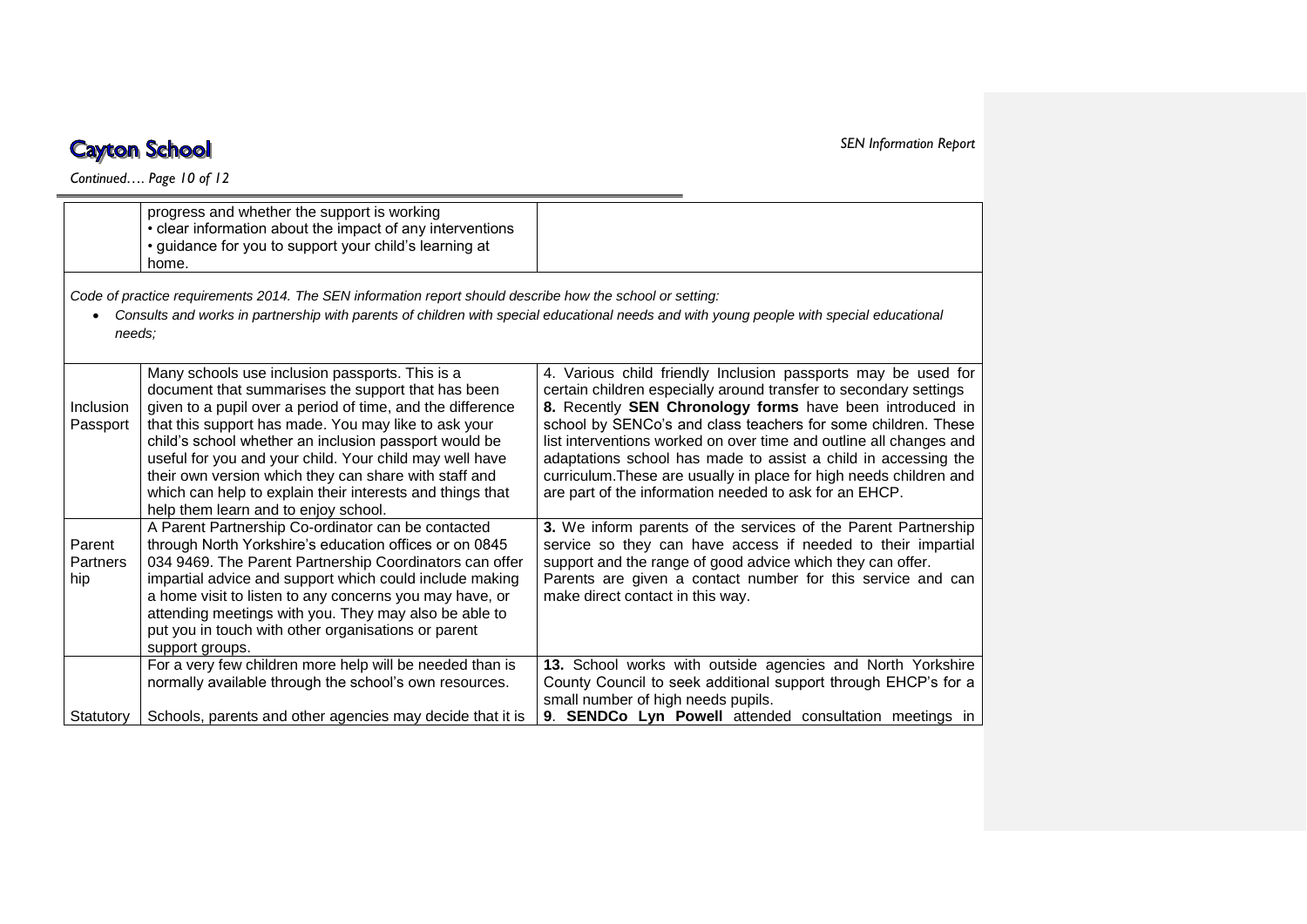| | | |
|---|---|---|
| | progress and whether the support is working<br>• clear information about the impact of any interventions<br>• guidance for you to support your child's learning at home. | |

*Code of practice requirements 2014. The SEN information report should describe how the school or setting:*

- *Consults and works in partnership with parents of children with special educational needs and with young people with special educational needs;*

| | | |
|---|---|---|
| Inclusion Passport | Many schools use inclusion passports. This is a document that summarises the support that has been given to a pupil over a period of time, and the difference that this support has made. You may like to ask your child's school whether an inclusion passport would be useful for you and your child. Your child may well have their own version which they can share with staff and which can help to explain their interests and things that help them learn and to enjoy school. | 4. Various child friendly Inclusion passports may be used for certain children especially around transfer to secondary settings<br>**8.** Recently **SEN Chronology forms** have been introduced in school by SENCo's and class teachers for some children. These list interventions worked on over time and outline all changes and adaptations school has made to assist a child in accessing the curriculum.These are usually in place for high needs children and are part of the information needed to ask for an EHCP. |
| Parent Partnership | A Parent Partnership Co-ordinator can be contacted through North Yorkshire's education offices or on 0845 034 9469. The Parent Partnership Coordinators can offer impartial advice and support which could include making a home visit to listen to any concerns you may have, or attending meetings with you. They may also be able to put you in touch with other organisations or parent support groups. | **3.** We inform parents of the services of the Parent Partnership service so they can have access if needed to their impartial support and the range of good advice which they can offer.<br>Parents are given a contact number for this service and can make direct contact in this way. |
| Statutory | For a very few children more help will be needed than is normally available through the school's own resources.<br><br>Schools, parents and other agencies may decide that it is | **13.** School works with outside agencies and North Yorkshire County Council to seek additional support through EHCP's for a small number of high needs pupils.<br>**9**. **SENDCo Lyn Powell** attended consultation meetings in |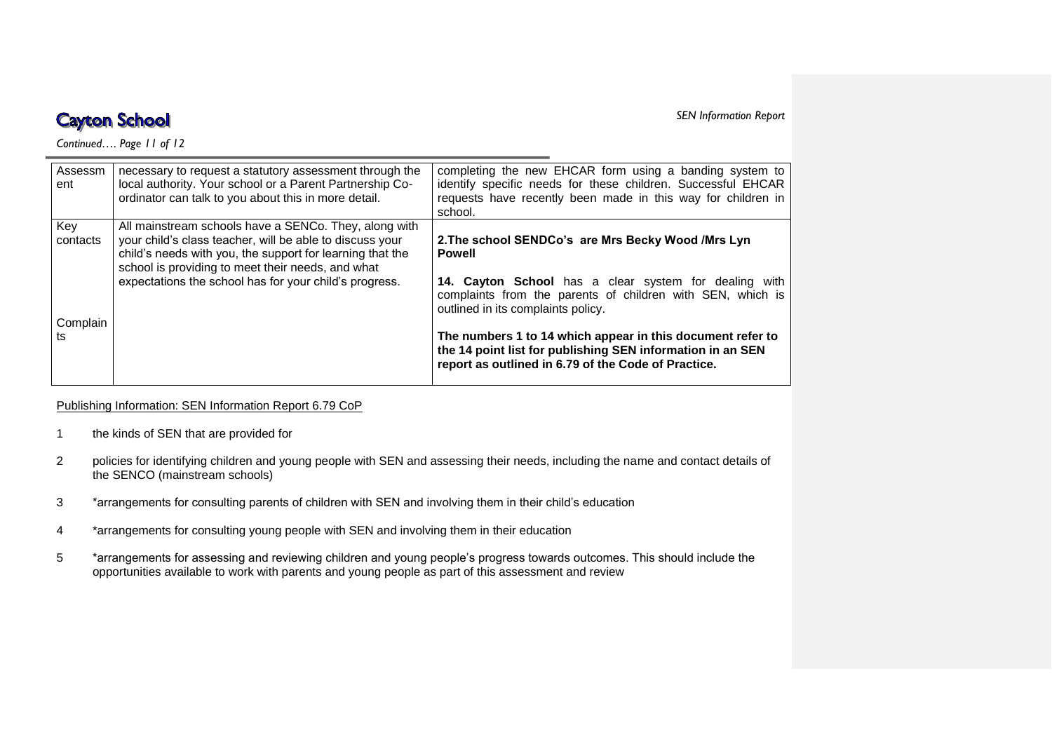| | | |
|---|---|---|
| Assessment | necessary to request a statutory assessment through the local authority. Your school or a Parent Partnership Co-ordinator can talk to you about this in more detail. | completing the new EHCAR form using a banding system to identify specific needs for these children. Successful EHCAR requests have recently been made in this way for children in school. |
| Key contacts<br><br>Complaints | All mainstream schools have a SENCo. They, along with your child's class teacher, will be able to discuss your child's needs with you, the support for learning that the school is providing to meet their needs, and what expectations the school has for your child's progress. | **2.The school SENDCo's are Mrs Becky Wood /Mrs Lyn Powell**<br><br>**14. Cayton School** has a clear system for dealing with complaints from the parents of children with SEN, which is outlined in its complaints policy.<br><br>**The numbers 1 to 14 which appear in this document refer to the 14 point list for publishing SEN information in an SEN report as outlined in 6.79 of the Code of Practice.** |

Publishing Information: SEN Information Report 6.79 CoP

1 the kinds of SEN that are provided for

2 policies for identifying children and young people with SEN and assessing their needs, including the name and contact details of the SENCO (mainstream schools)

3 *arrangements for consulting parents of children with SEN and involving them in their child's education

4 *arrangements for consulting young people with SEN and involving them in their education

5 *arrangements for assessing and reviewing children and young people's progress towards outcomes. This should include the opportunities available to work with parents and young people as part of this assessment and review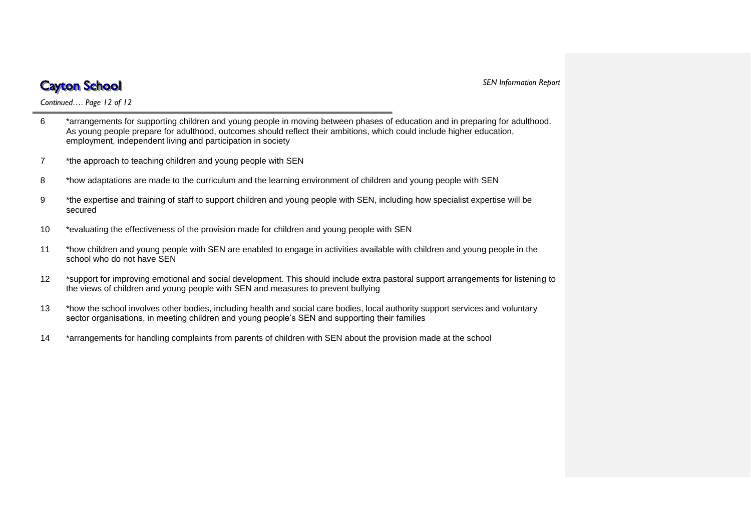6 *arrangements for supporting children and young people in moving between phases of education and in preparing for adulthood. As young people prepare for adulthood, outcomes should reflect their ambitions, which could include higher education, employment, independent living and participation in society

7 *the approach to teaching children and young people with SEN

8 *how adaptations are made to the curriculum and the learning environment of children and young people with SEN

9 *the expertise and training of staff to support children and young people with SEN, including how specialist expertise will be secured

10 *evaluating the effectiveness of the provision made for children and young people with SEN

11 *how children and young people with SEN are enabled to engage in activities available with children and young people in the school who do not have SEN

12 *support for improving emotional and social development. This should include extra pastoral support arrangements for listening to the views of children and young people with SEN and measures to prevent bullying

13 *how the school involves other bodies, including health and social care bodies, local authority support services and voluntary sector organisations, in meeting children and young people's SEN and supporting their families

14 *arrangements for handling complaints from parents of children with SEN about the provision made at the school